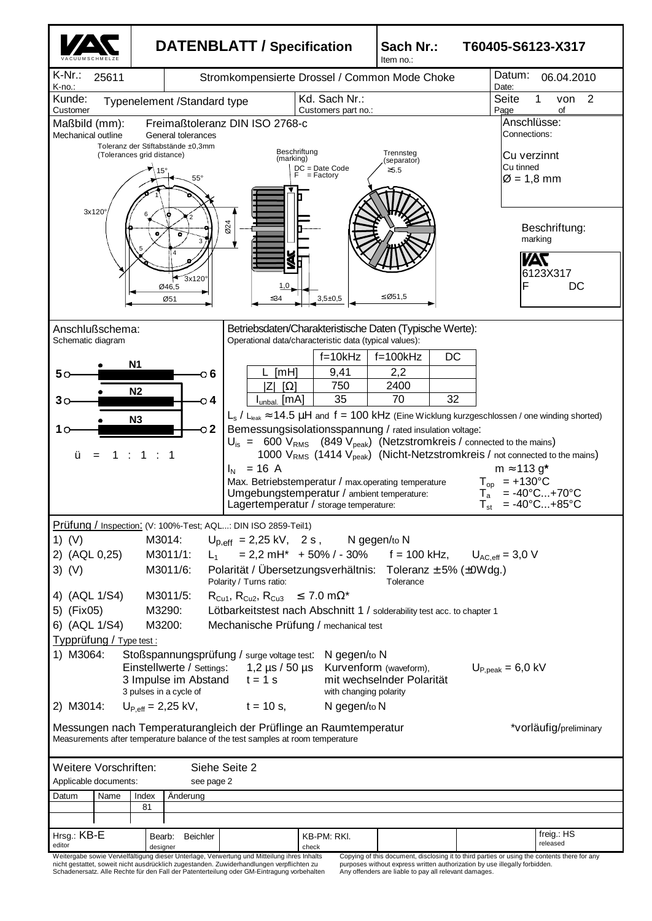# DATENBLATT / Specification

VAC VACUUMSCHMELZE

**Sach Nr.:** / Item no.: **T60405-S6123-X317**

| K-Nr.: / K-no.: 25611 | Stromkompensierte Drossel / Common Mode Choke | Datum: / Date: 06.04.2010 |
|---|---|---|
| Kunde: / Customer: Typenelement /Standard type | Kd. Sach Nr.: / Customers part no.: | Seite 1 von 2 / Page of |

**Maßbild (mm):** / Mechanical outline: Freimaßtoleranz DIN ISO 2768-c / General tolerances

Toleranz der Stiftabstände ±0,3mm (Tolerances grid distance)

Beschriftung (marking): DC = Date Code, F = Factory

Trennsteg (separator) ≥5.5

Dimensions: 15°, 55°, 3x120°, 3x120°, Ø46,5, Ø51, Ø24, 1,0, ≤34, 3,5±0,5, ≤Ø51,5; Pins 1–6

**Anschlüsse:** / Connections:

Cu verzinnt / Cu tinned

Ø = 1,8 mm

**Beschriftung:** / marking

VAC
6123X317
F DC

**Anschlußschema:** / Schematic diagram

N1: 5 – 6
N2: 3 – 4
N3: 1 – 2

ü = 1 : 1 : 1

**Betriebsdaten/Charakteristische Daten (Typische Werte):** / Operational data/characteristic data (typical values):

| | f=10kHz | f=100kHz | DC |
|---|---|---|---|
| L [mH] | 9,41 | 2,2 | |
| \|Z\| [Ω] | 750 | 2400 | |
| $I_{unbal.}$ [mA] | 35 | 70 | 32 |

$L_s$ / $L_{leak}$ ≈ 14.5 µH and f = 100 kHz (Eine Wicklung kurzgeschlossen / one winding shorted)

Bemessungsisolationsspannung / rated insulation voltage:

$U_{is}$ = 600 $V_{RMS}$ (849 $V_{peak}$) (Netzstromkreis / connected to the mains)

1000 $V_{RMS}$ (1414 $V_{peak}$) (Nicht-Netzstromkreis / not connected to the mains)

$I_N$ = 16 A — m ≈ 113 g*

Max. Betriebstemperatur / max.operating temperature: $T_{op}$ = +130°C

Umgebungstemperatur / ambient temperature: $T_a$ = -40°C...+70°C

Lagertemperatur / storage temperature: $T_{st}$ = -40°C...+85°C

**Prüfung / Inspection:** (V: 100%-Test; AQL...: DIN ISO 2859-Teil1)

1) (V) M3014: $U_{p,eff}$ = 2,25 kV, 2 s, N gegen/to N
2) (AQL 0,25) M3011/1: $L_1$ = 2,2 mH* + 50% / - 30% f = 100 kHz, $U_{AC,eff}$ = 3,0 V
3) (V) M3011/6: Polarität / Übersetzungsverhältnis: Polarity / Turns ratio: Toleranz ± 5% (±0Wdg.) Tolerance
4) (AQL 1/S4) M3011/5: $R_{Cu1}$, $R_{Cu2}$, $R_{Cu3}$ ≤ 7.0 mΩ*
5) (Fix05) M3290: Lötbarkeitstest nach Abschnitt 1 / solderability test acc. to chapter 1
6) (AQL 1/S4) M3200: Mechanische Prüfung / mechanical test

**Typprüfung / Type test:**

1) M3064: Stoßspannungsprüfung / surge voltage test: N gegen/to N
   Einstellwerte / Settings: 1,2 µs / 50 µs Kurvenform (waveform), $U_{P,peak}$ = 6,0 kV
   3 Impulse im Abstand / 3 pulses in a cycle of t = 1 s mit wechselnder Polarität / with changing polarity
2) M3014: $U_{P,eff}$ = 2,25 kV, t = 10 s, N gegen/to N

Messungen nach Temperaturangleich der Prüflinge an Raumtemperatur / Measurements after temperature balance of the test samples at room temperature — *vorläufig/preliminary

Weitere Vorschriften: / Applicable documents: Siehe Seite 2 / see page 2

| Datum | Name | Index | Änderung |
|---|---|---|---|
| | | 81 | |

| Hrsg.: KB-E (editor) | Bearb.: Beichler (designer) | KB-PM: RKl. (check) | freig.: HS (released) |
|---|---|---|---|

Weitergabe sowie Vervielfältigung dieser Unterlage, Verwertung und Mitteilung ihres Inhalts nicht gestattet, soweit nicht ausdrücklich zugestanden. Zuwiderhandlungen verpflichten zu Schadenersatz. Alle Rechte für den Fall der Patenterteilung oder GM-Eintragung vorbehalten

Copying of this document, disclosing it to third parties or using the contents there for any purposes without express written authorization by use illegally forbidden. Any offenders are liable to pay all relevant damages.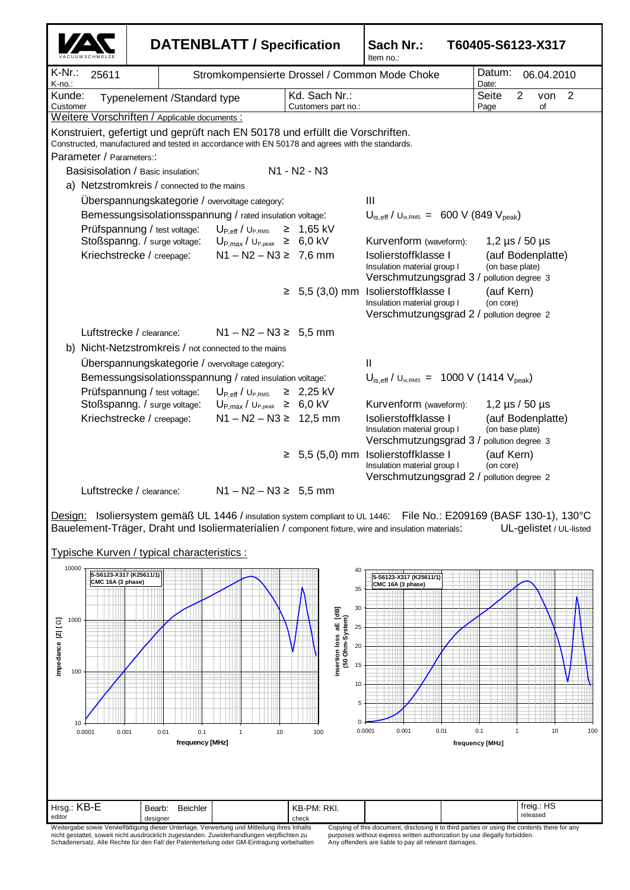# DATENBLATT / Specification

**Sach Nr.:** T60405-S6123-X317
Item no.:

| | | | |
|---|---|---|---|
| K-Nr.: 25611<br>K-no.: | Stromkompensierte Drossel / Common Mode Choke | | Datum: 06.04.2010<br>Date: |
| Kunde: Typenelement /Standard type<br>Customer | Kd. Sach Nr.:<br>Customers part no.: | | Seite 2 von 2<br>Page of |

Weitere Vorschriften / Applicable documents :

Konstruiert, gefertigt und geprüft nach EN 50178 und erfüllt die Vorschriften.
Constructed, manufactured and tested in accordance with EN 50178 and agrees with the standards.

Parameter / Parameters::

Basisisolation / Basic insulation: N1 - N2 - N3

a) Netzstromkreis / connected to the mains

- Überspannungskategorie / overvoltage category: III
- Bemessungsisolationsspannung / rated insulation voltage: $U_{is,eff}$ / $U_{is,RMS}$ = 600 V (849 $V_{peak}$)
- Prüfspannung / test voltage: $U_{P,eff}$ / $U_{P,RMS}$ ≥ 1,65 kV
- Stoßspanng. / surge voltage: $U_{P,max}$ / $U_{P,peak}$ ≥ 6,0 kV — Kurvenform (waveform): 1,2 µs / 50 µs
- Kriechstrecke / creepage: N1 – N2 – N3 ≥ 7,6 mm — Isolierstoffklasse I / Insulation material group I (auf Bodenplatte) (on base plate), Verschmutzungsgrad 3 / pollution degree 3
- ≥ 5,5 (3,0) mm — Isolierstoffklasse I / Insulation material group I (auf Kern) (on core), Verschmutzungsgrad 2 / pollution degree 2
- Luftstrecke / clearance: N1 – N2 – N3 ≥ 5,5 mm

b) Nicht-Netzstromkreis / not connected to the mains

- Überspannungskategorie / overvoltage category: II
- Bemessungsisolationsspannung / rated insulation voltage: $U_{is,eff}$ / $U_{is,RMS}$ = 1000 V (1414 $V_{peak}$)
- Prüfspannung / test voltage: $U_{P,eff}$ / $U_{P,RMS}$ ≥ 2,25 kV
- Stoßspanng. / surge voltage: $U_{P,max}$ / $U_{P,peak}$ ≥ 6,0 kV — Kurvenform (waveform): 1,2 µs / 50 µs
- Kriechstrecke / creepage: N1 – N2 – N3 ≥ 12,5 mm — Isolierstoffklasse I / Insulation material group I (auf Bodenplatte) (on base plate), Verschmutzungsgrad 3 / pollution degree 3
- ≥ 5,5 (5,0) mm — Isolierstoffklasse I / Insulation material group I (auf Kern) (on core), Verschmutzungsgrad 2 / pollution degree 2
- Luftstrecke / clearance: N1 – N2 – N3 ≥ 5,5 mm

Design: Isoliersystem gemäß UL 1446 / insulation system compliant to UL 1446: File No.: E209169 (BASF 130-1), 130°C
Bauelement-Träger, Draht und Isoliermaterialien / component fixture, wire and insulation materials: UL-gelistet / UL-listed

Typische Kurven / typical characteristics :

5-S6123-X317 (K25611/1)
CMC 16A (3 phase)
impedance |Z| [Ω]
10000
1000
100
10
0.0001 0.001 0.01 0.1 1 10 100
frequency [MHz]

5-S6123-X317 (K25611/1)
CMC 16A (3 phase)
insertion loss aE [dB] (50 Ohm-System)
40 35 30 25 20 15 10 5 0
0.0001 0.001 0.01 0.1 1 10 100
frequency [MHz]

| | | | | | |
|---|---|---|---|---|---|
| Hrsg.: KB-E<br>editor | Bearb: Beichler<br>designer | KB-PM: RKI.<br>check | | | freig.: HS<br>released |

Weitergabe sowie Vervielfältigung dieser Unterlage, Verwertung und Mitteilung ihres Inhalts nicht gestattet, soweit nicht ausdrücklich zugestanden. Zuwiderhandlungen verpflichten zu Schadenersatz. Alle Rechte für den Fall der Patenterteilung oder GM-Eintragung vorbehalten

Copying of this document, disclosing it to third parties or using the contents there for any purposes without express written authorization by use illegally forbidden. Any offenders are liable to pay all relevant damages.